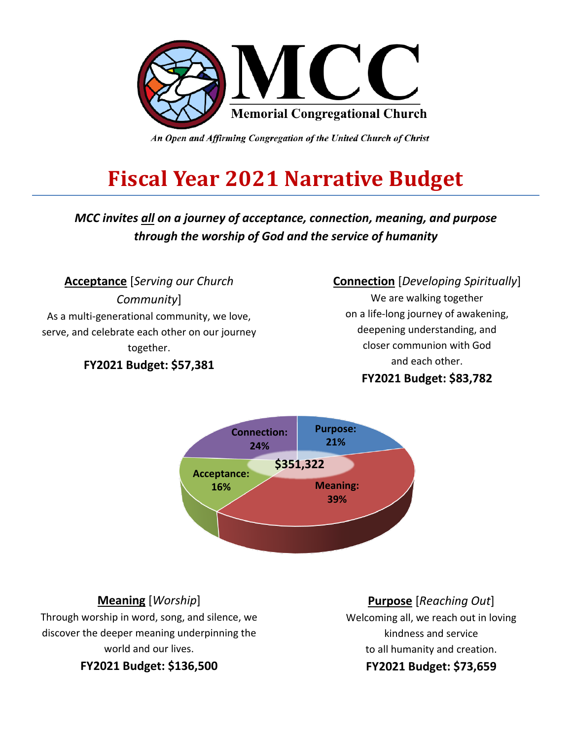**MCC**

**Memorial Congregational Church**

*An Open and Affirming Congregation of the United Church of Christ*

# Fiscal Year 2021 Narrative Budget

***MCC invites all on a journey of acceptance, connection, meaning, and purpose through the worship of God and the service of humanity***

## Acceptance [*Serving our Church Community*]

As a multi-generational community, we love, serve, and celebrate each other on our journey together.

**FY2021 Budget: $57,381**

## Connection [*Developing Spiritually*]

We are walking together on a life-long journey of awakening, deepening understanding, and closer communion with God and each other.

**FY2021 Budget: $83,782**

**$351,322**

- Connection: 24%
- Purpose: 21%
- Acceptance: 16%
- Meaning: 39%

## Meaning [*Worship*]

Through worship in word, song, and silence, we discover the deeper meaning underpinning the world and our lives.

**FY2021 Budget: $136,500**

## Purpose [*Reaching Out*]

Welcoming all, we reach out in loving kindness and service to all humanity and creation.

**FY2021 Budget: $73,659**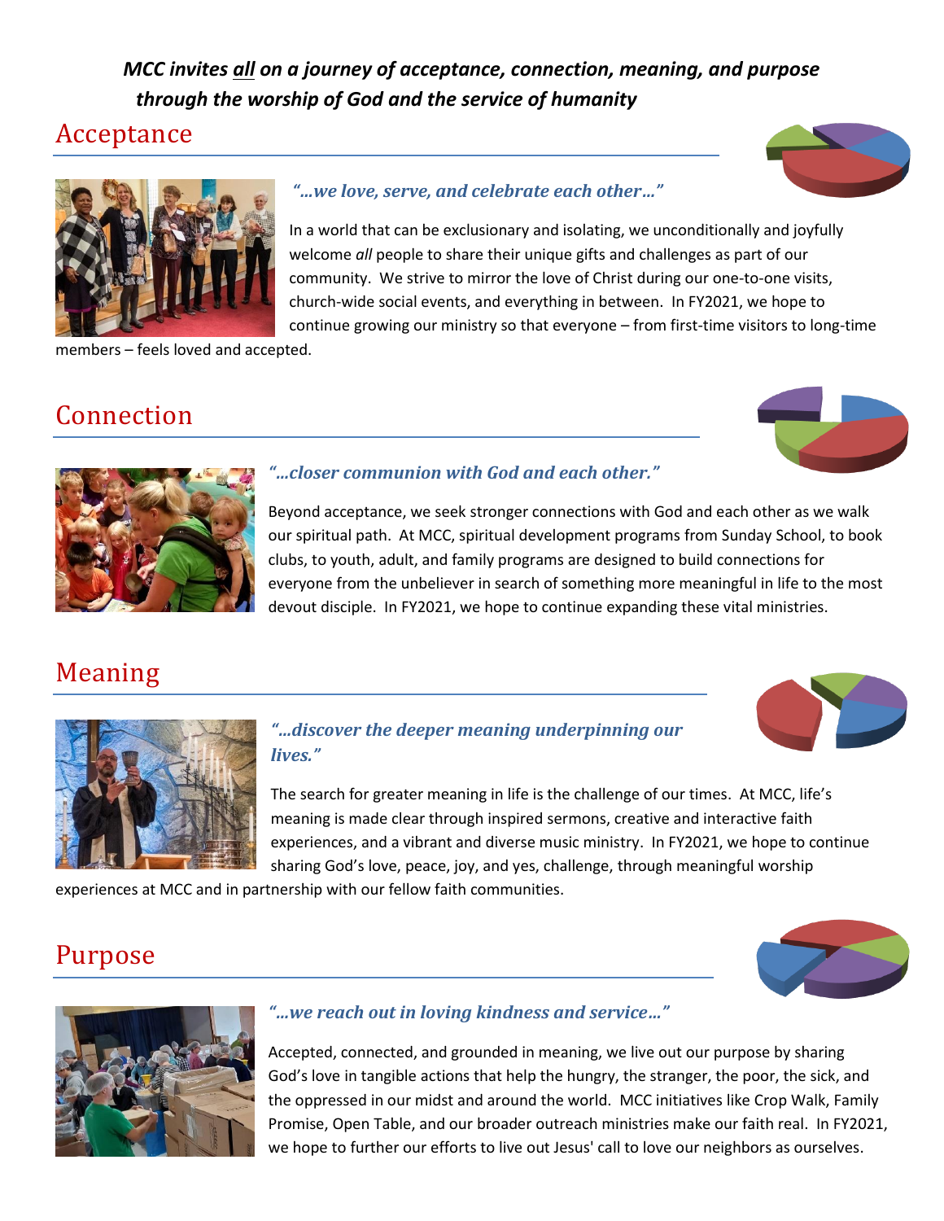***MCC invites all on a journey of acceptance, connection, meaning, and purpose through the worship of God and the service of humanity***

## Acceptance

***"…we love, serve, and celebrate each other…"***

In a world that can be exclusionary and isolating, we unconditionally and joyfully welcome *all* people to share their unique gifts and challenges as part of our community. We strive to mirror the love of Christ during our one-to-one visits, church-wide social events, and everything in between. In FY2021, we hope to continue growing our ministry so that everyone – from first-time visitors to long-time members – feels loved and accepted.

## Connection

***"…closer communion with God and each other."***

Beyond acceptance, we seek stronger connections with God and each other as we walk our spiritual path. At MCC, spiritual development programs from Sunday School, to book clubs, to youth, adult, and family programs are designed to build connections for everyone from the unbeliever in search of something more meaningful in life to the most devout disciple. In FY2021, we hope to continue expanding these vital ministries.

## Meaning

***"…discover the deeper meaning underpinning our lives."***

The search for greater meaning in life is the challenge of our times. At MCC, life's meaning is made clear through inspired sermons, creative and interactive faith experiences, and a vibrant and diverse music ministry. In FY2021, we hope to continue sharing God's love, peace, joy, and yes, challenge, through meaningful worship experiences at MCC and in partnership with our fellow faith communities.

## Purpose

***"…we reach out in loving kindness and service…"***

Accepted, connected, and grounded in meaning, we live out our purpose by sharing God's love in tangible actions that help the hungry, the stranger, the poor, the sick, and the oppressed in our midst and around the world. MCC initiatives like Crop Walk, Family Promise, Open Table, and our broader outreach ministries make our faith real. In FY2021, we hope to further our efforts to live out Jesus' call to love our neighbors as ourselves.